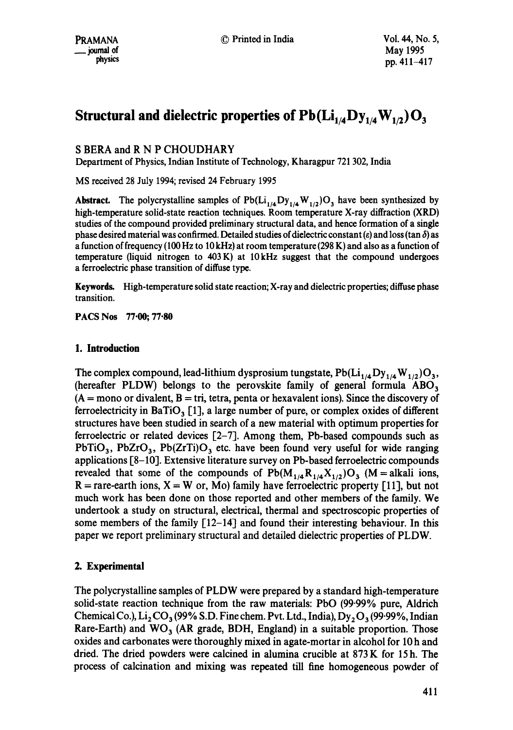# Structural and dielectric properties of $Pb(Li_{1/4}Dy_{1/4}W_{1/2})O_3$

S BERA and R N P CHOUDHARY

Department of Physics, Indian Institute of Technology, Kharagpur 721 302, India

MS received 28 July 1994; revised 24 February 1995

**Abstract.** The polycrystalline samples of $Pb(Li_{1/4}Dy_{1/4}W_{1/2})O_3$ have been synthesized by high-temperature solid-state reaction techniques. Room temperature X-ray diffraction (XRD) studies of the compound provided preliminary structural data, and hence formation of a single phase desired material was confirmed. Detailed studies of dielectric constant ($\varepsilon$) and loss ($\tan\delta$) as a function of frequency (100 Hz to 10 kHz) at room temperature (298 K) and also as a function of temperature (liquid nitrogen to 403 K) at 10 kHz suggest that the compound undergoes a ferroelectric phase transition of diffuse type.

**Keywords.** High-temperature solid state reaction; X-ray and dielectric properties; diffuse phase transition.

**PACS Nos** 77·00; 77·80

## 1. Introduction

The complex compound, lead-lithium dysprosium tungstate, $Pb(Li_{1/4}Dy_{1/4}W_{1/2})O_3$, (hereafter PLDW) belongs to the perovskite family of general formula $ABO_3$ (A = mono or divalent, B = tri, tetra, penta or hexavalent ions). Since the discovery of ferroelectricity in $BaTiO_3$ [1], a large number of pure, or complex oxides of different structures have been studied in search of a new material with optimum properties for ferroelectric or related devices [2–7]. Among them, Pb-based compounds such as $PbTiO_3$, $PbZrO_3$, $Pb(ZrTi)O_3$ etc. have been found very useful for wide ranging applications [8–10]. Extensive literature survey on Pb-based ferroelectric compounds revealed that some of the compounds of $Pb(M_{1/4}R_{1/4}X_{1/2})O_3$ (M = alkali ions, R = rare-earth ions, X = W or, Mo) family have ferroelectric property [11], but not much work has been done on those reported and other members of the family. We undertook a study on structural, electrical, thermal and spectroscopic properties of some members of the family [12–14] and found their interesting behaviour. In this paper we report preliminary structural and detailed dielectric properties of PLDW.

## 2. Experimental

The polycrystalline samples of PLDW were prepared by a standard high-temperature solid-state reaction technique from the raw materials: PbO (99·99% pure, Aldrich Chemical Co.), $Li_2CO_3$ (99% S.D. Fine chem. Pvt. Ltd., India), $Dy_2O_3$ (99·99%, Indian Rare-Earth) and $WO_3$ (AR grade, BDH, England) in a suitable proportion. Those oxides and carbonates were thoroughly mixed in agate-mortar in alcohol for 10 h and dried. The dried powders were calcined in alumina crucible at 873 K for 15 h. The process of calcination and mixing was repeated till fine homogeneous powder of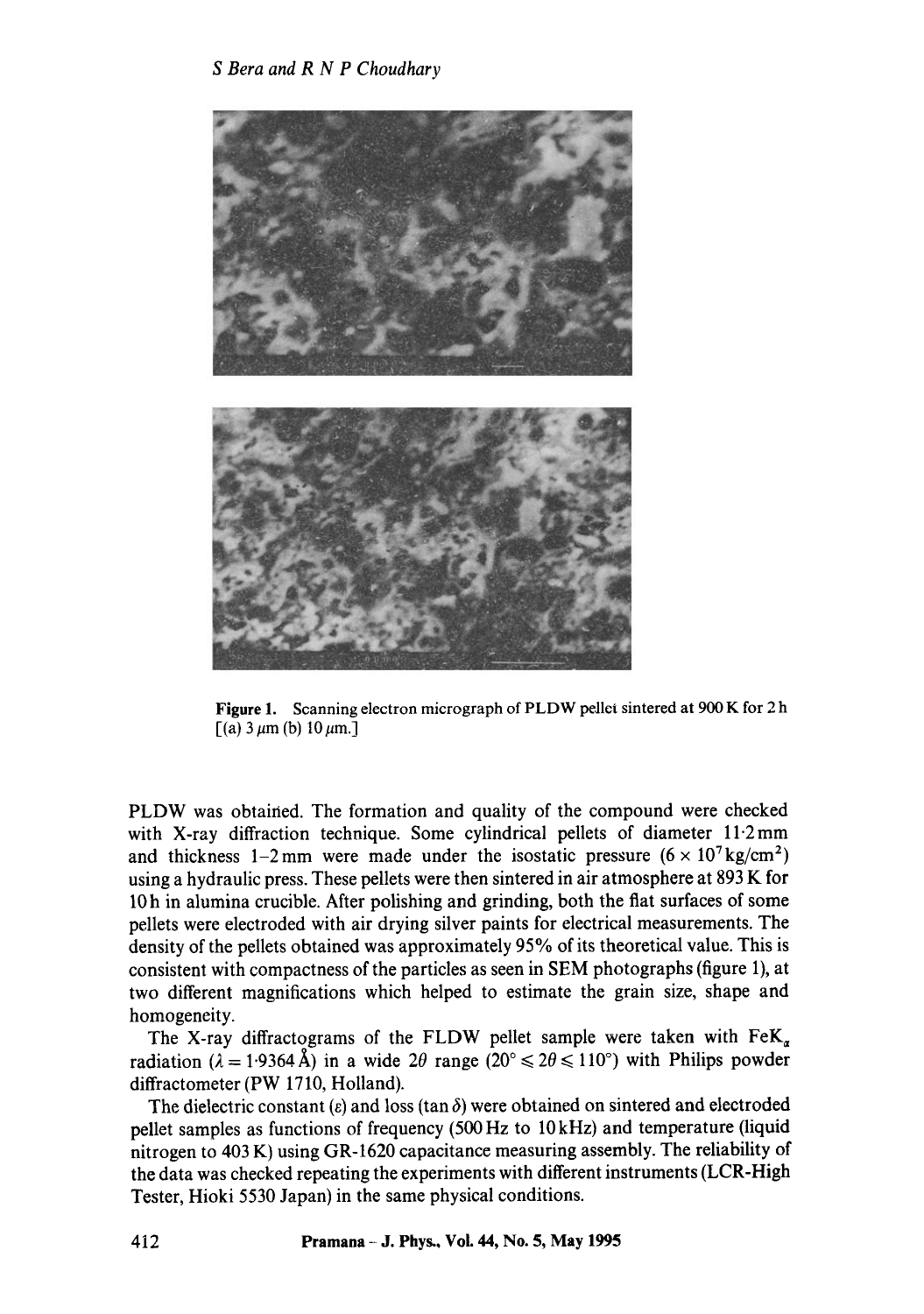Figure 1. Scanning electron micrograph of PLDW pellet sintered at 900 K for 2 h [(a) 3 $\mu$m (b) 10 $\mu$m.]

PLDW was obtained. The formation and quality of the compound were checked with X-ray diffraction technique. Some cylindrical pellets of diameter 11·2 mm and thickness 1–2 mm were made under the isostatic pressure ($6 \times 10^7$ kg/cm$^2$) using a hydraulic press. These pellets were then sintered in air atmosphere at 893 K for 10 h in alumina crucible. After polishing and grinding, both the flat surfaces of some pellets were electroded with air drying silver paints for electrical measurements. The density of the pellets obtained was approximately 95% of its theoretical value. This is consistent with compactness of the particles as seen in SEM photographs (figure 1), at two different magnifications which helped to estimate the grain size, shape and homogeneity.

The X-ray diffractograms of the FLDW pellet sample were taken with $FeK_\alpha$ radiation ($\lambda = 1{\cdot}9364$ Å) in a wide $2\theta$ range ($20° \leqslant 2\theta \leqslant 110°$) with Philips powder diffractometer (PW 1710, Holland).

The dielectric constant ($\varepsilon$) and loss ($\tan\delta$) were obtained on sintered and electroded pellet samples as functions of frequency (500 Hz to 10 kHz) and temperature (liquid nitrogen to 403 K) using GR-1620 capacitance measuring assembly. The reliability of the data was checked repeating the experiments with different instruments (LCR-High Tester, Hioki 5530 Japan) in the same physical conditions.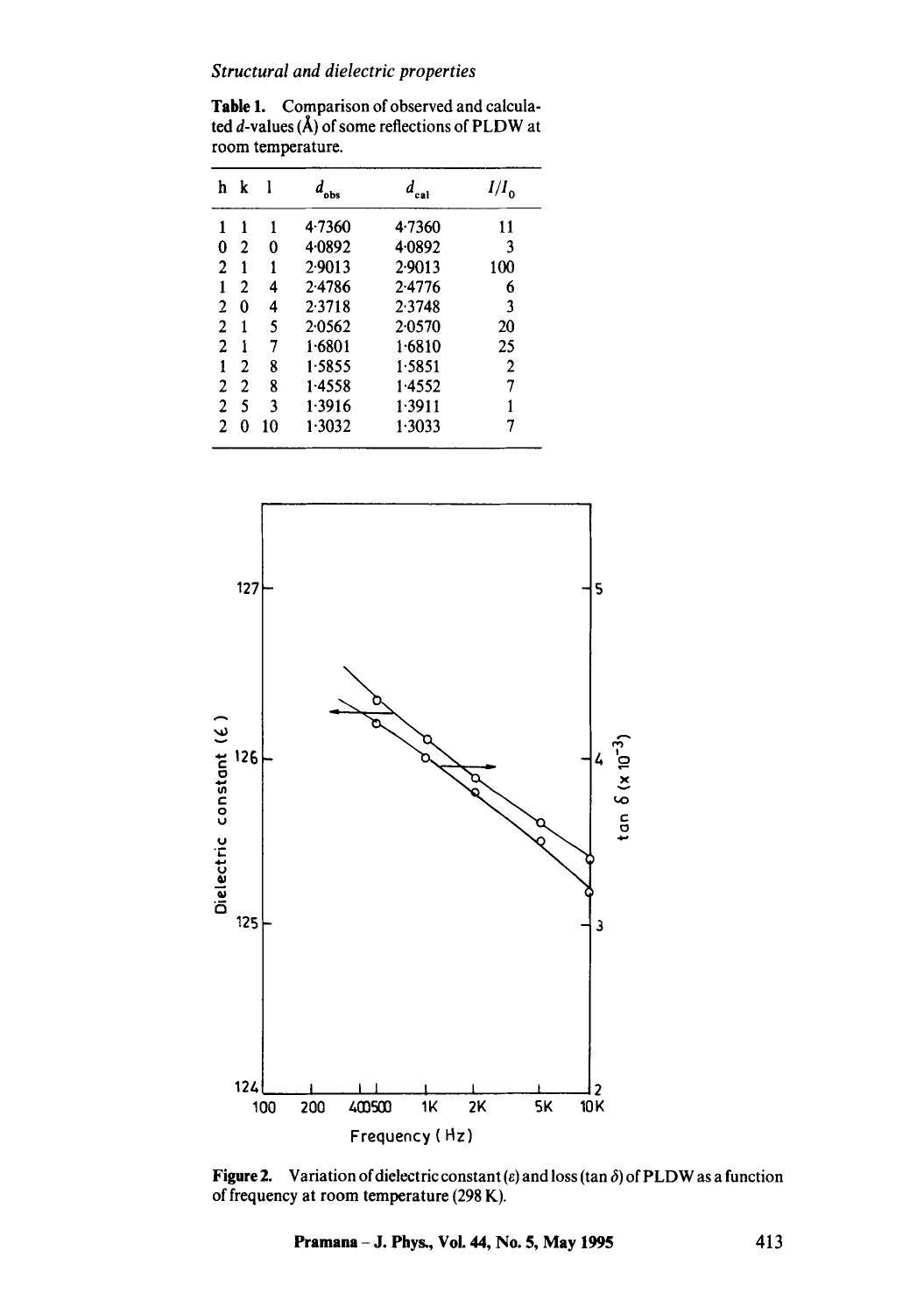Table 1. Comparison of observed and calculated $d$-values (Å) of some reflections of PLDW at room temperature.

| h | k | l | $d_{obs}$ | $d_{cal}$ | $I/I_0$ |
|---|---|---|---|---|---|
| 1 | 1 | 1 | 4·7360 | 4·7360 | 11 |
| 0 | 2 | 0 | 4·0892 | 4·0892 | 3 |
| 2 | 1 | 1 | 2·9013 | 2·9013 | 100 |
| 1 | 2 | 4 | 2·4786 | 2·4776 | 6 |
| 2 | 0 | 4 | 2·3718 | 2·3748 | 3 |
| 2 | 1 | 5 | 2·0562 | 2·0570 | 20 |
| 2 | 1 | 7 | 1·6801 | 1·6810 | 25 |
| 1 | 2 | 8 | 1·5855 | 1·5851 | 2 |
| 2 | 2 | 8 | 1·4558 | 1·4552 | 7 |
| 2 | 5 | 3 | 1·3916 | 1·3911 | 1 |
| 2 | 0 | 10 | 1·3032 | 1·3033 | 7 |

**Figure 2.** Variation of dielectric constant ($\varepsilon$) and loss ($\tan\delta$) of PLDW as a function of frequency at room temperature (298 K).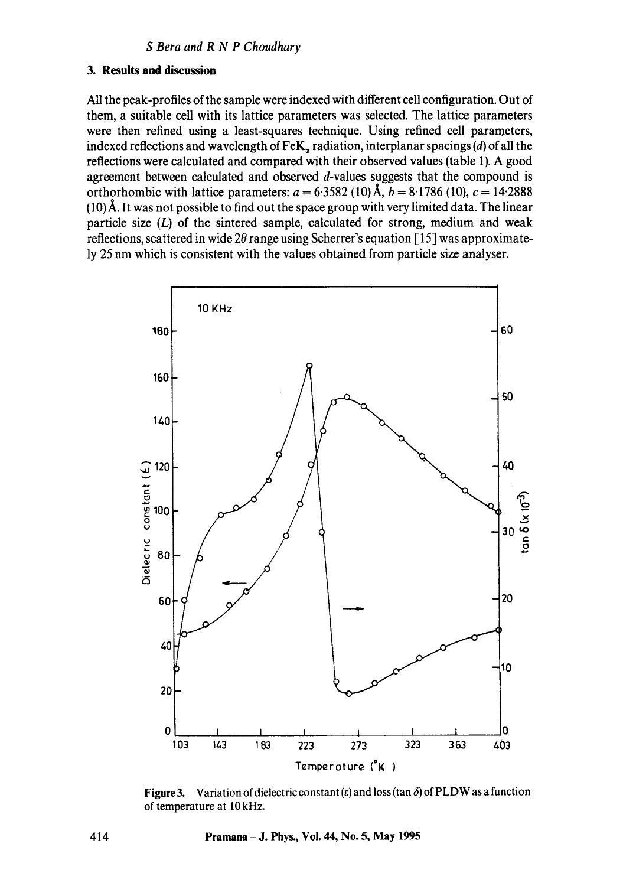## 3. Results and discussion

All the peak-profiles of the sample were indexed with different cell configuration. Out of them, a suitable cell with its lattice parameters was selected. The lattice parameters were then refined using a least-squares technique. Using refined cell parameters, indexed reflections and wavelength of $FeK_{\alpha}$ radiation, interplanar spacings ($d$) of all the reflections were calculated and compared with their observed values (table 1). A good agreement between calculated and observed $d$-values suggests that the compound is orthorhombic with lattice parameters: $a = 6{\cdot}3582$ (10) Å, $b = 8{\cdot}1786$ (10), $c = 14{\cdot}2888$ (10) Å. It was not possible to find out the space group with very limited data. The linear particle size ($L$) of the sintered sample, calculated for strong, medium and weak reflections, scattered in wide $2\theta$ range using Scherrer's equation [15] was approximately 25 nm which is consistent with the values obtained from particle size analyser.

**Figure 3.** Variation of dielectric constant ($\varepsilon$) and loss ($\tan\delta$) of PLDW as a function of temperature at 10 kHz.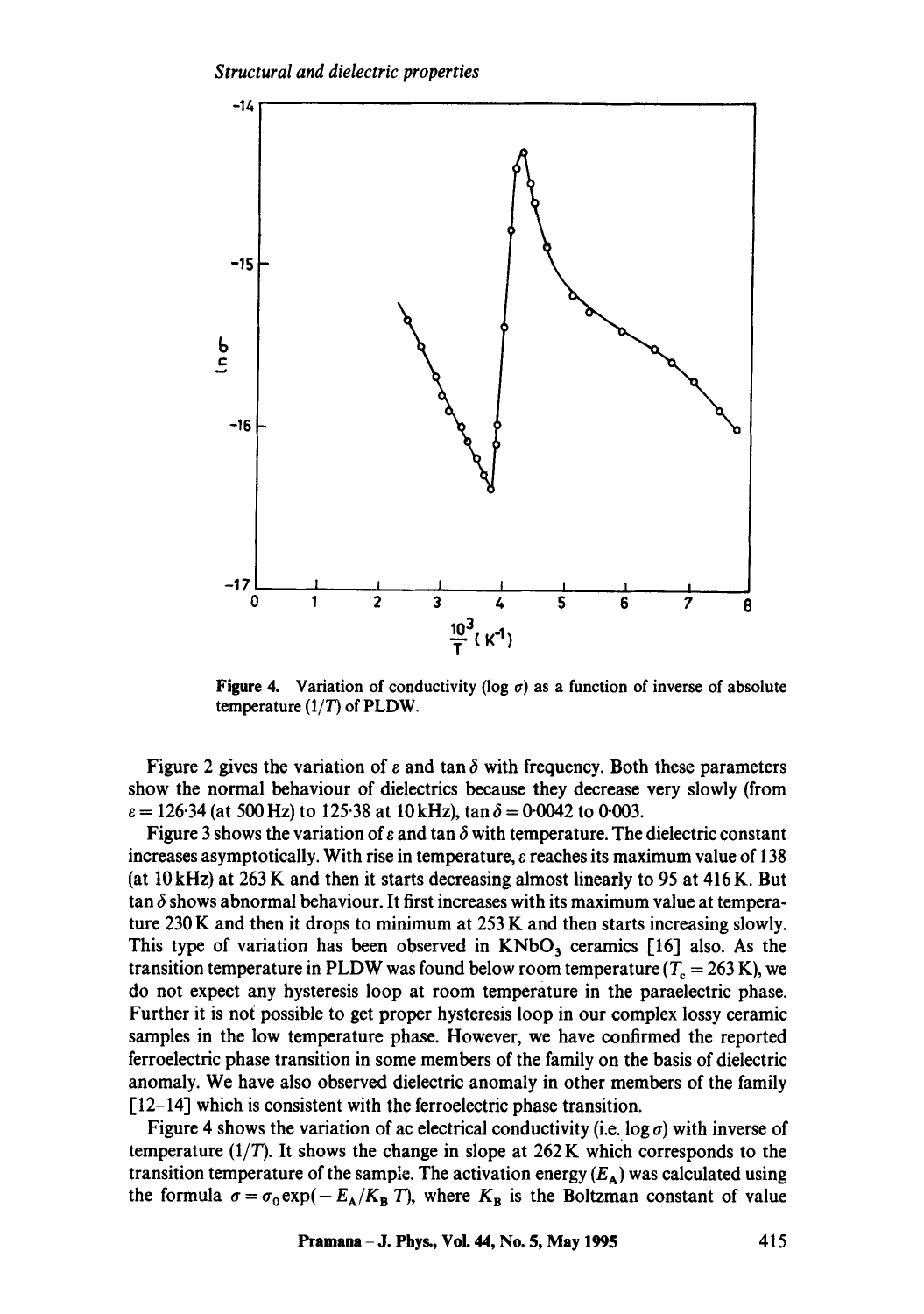Figure 4. Variation of conductivity ($\log \sigma$) as a function of inverse of absolute temperature ($1/T$) of PLDW.

Figure 2 gives the variation of $\varepsilon$ and $\tan \delta$ with frequency. Both these parameters show the normal behaviour of dielectrics because they decrease very slowly (from $\varepsilon = 126{\cdot}34$ (at 500 Hz) to $125{\cdot}38$ at 10 kHz), $\tan \delta = 0{\cdot}0042$ to $0{\cdot}003$.

Figure 3 shows the variation of $\varepsilon$ and $\tan \delta$ with temperature. The dielectric constant increases asymptotically. With rise in temperature, $\varepsilon$ reaches its maximum value of 138 (at 10 kHz) at 263 K and then it starts decreasing almost linearly to 95 at 416 K. But $\tan \delta$ shows abnormal behaviour. It first increases with its maximum value at temperature 230 K and then it drops to minimum at 253 K and then starts increasing slowly. This type of variation has been observed in $KNbO_3$ ceramics [16] also. As the transition temperature in PLDW was found below room temperature ($T_c = 263$ K), we do not expect any hysteresis loop at room temperature in the paraelectric phase. Further it is not possible to get proper hysteresis loop in our complex lossy ceramic samples in the low temperature phase. However, we have confirmed the reported ferroelectric phase transition in some members of the family on the basis of dielectric anomaly. We have also observed dielectric anomaly in other members of the family [12–14] which is consistent with the ferroelectric phase transition.

Figure 4 shows the variation of ac electrical conductivity (i.e. $\log \sigma$) with inverse of temperature ($1/T$). It shows the change in slope at 262 K which corresponds to the transition temperature of the sample. The activation energy ($E_A$) was calculated using the formula $\sigma = \sigma_0 \exp(-E_A/K_B T)$, where $K_B$ is the Boltzman constant of value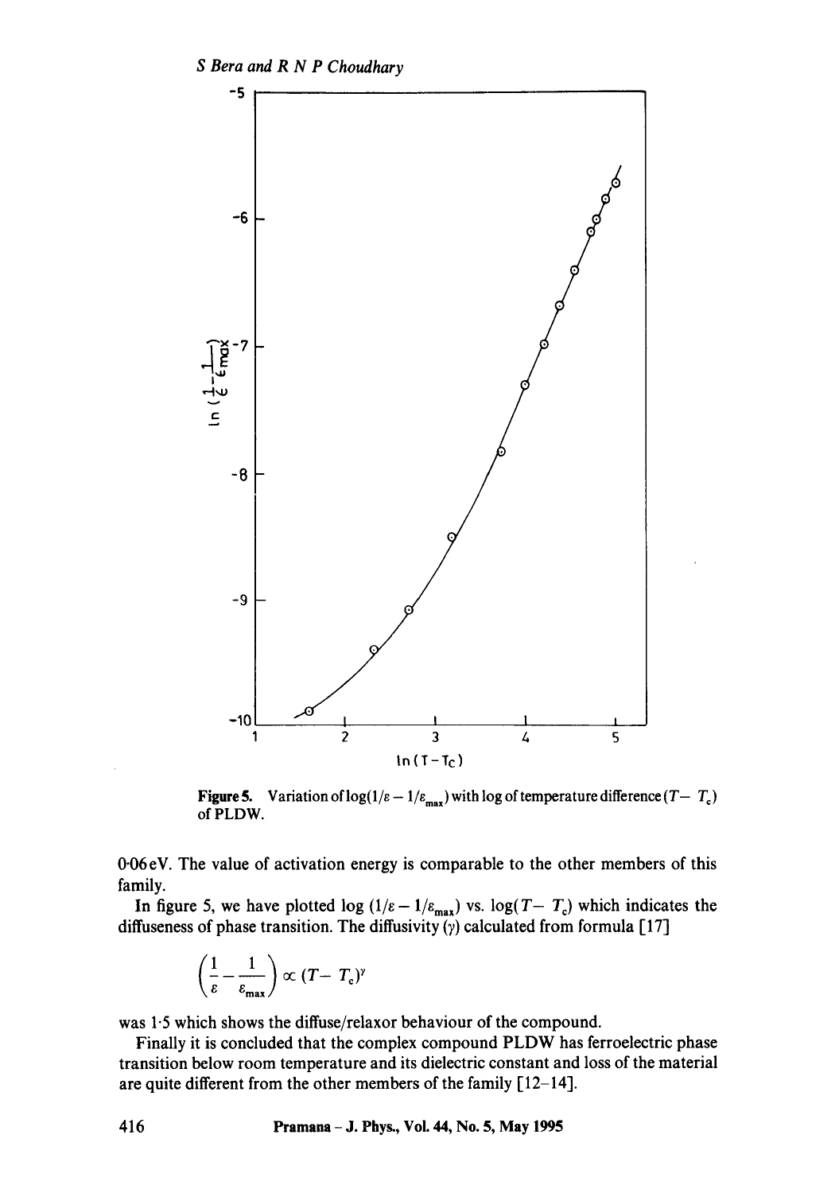**Figure 5.** Variation of $\log(1/\varepsilon - 1/\varepsilon_{max})$ with log of temperature difference $(T - T_c)$ of PLDW.

0·06 eV. The value of activation energy is comparable to the other members of this family.

In figure 5, we have plotted $\log(1/\varepsilon - 1/\varepsilon_{max})$ vs. $\log(T - T_c)$ which indicates the diffuseness of phase transition. The diffusivity ($\gamma$) calculated from formula [17]

$$\left(\frac{1}{\varepsilon} - \frac{1}{\varepsilon_{max}}\right) \propto (T - T_c)^{\gamma}$$

was 1·5 which shows the diffuse/relaxor behaviour of the compound.

Finally it is concluded that the complex compound PLDW has ferroelectric phase transition below room temperature and its dielectric constant and loss of the material are quite different from the other members of the family [12–14].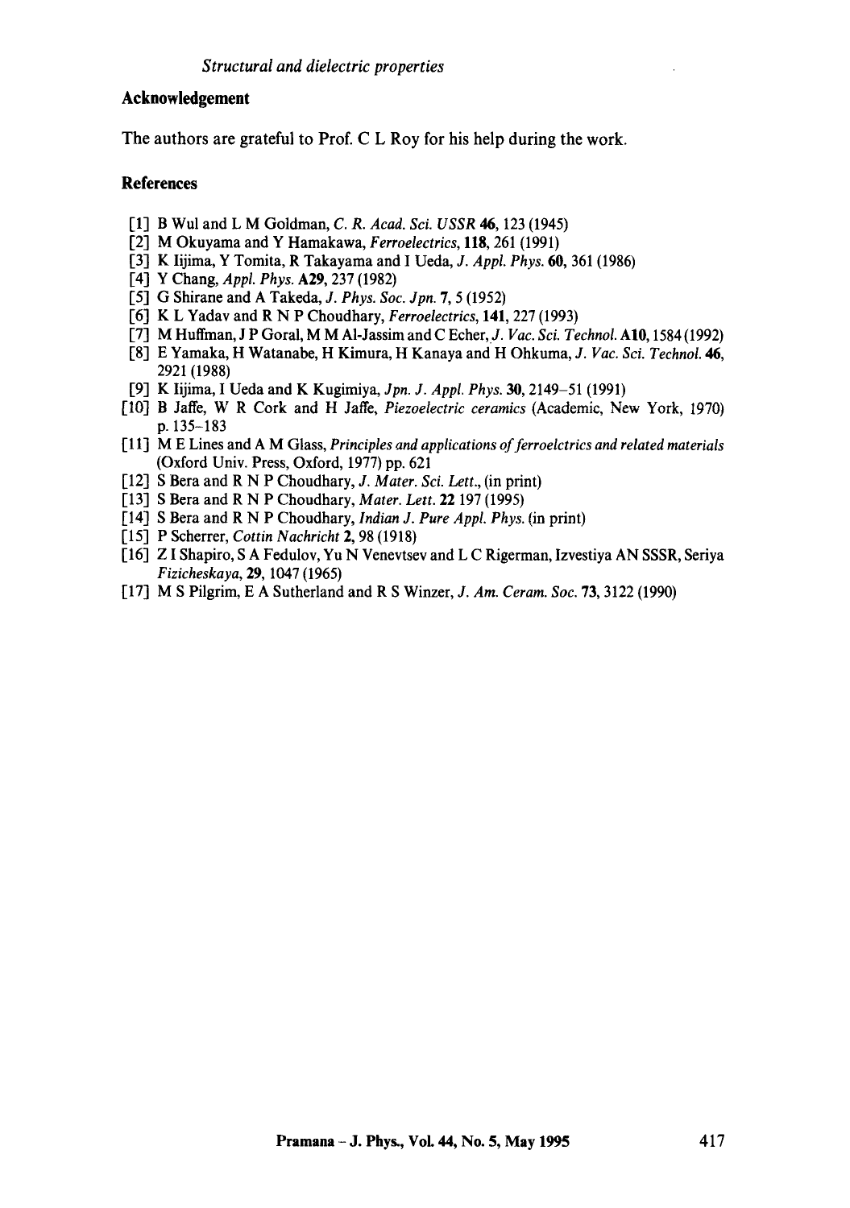## Acknowledgement

The authors are grateful to Prof. C L Roy for his help during the work.

## References

[1] B Wul and L M Goldman, *C. R. Acad. Sci. USSR* **46**, 123 (1945)

[2] M Okuyama and Y Hamakawa, *Ferroelectrics*, **118**, 261 (1991)

[3] K Iijima, Y Tomita, R Takayama and I Ueda, *J. Appl. Phys.* **60**, 361 (1986)

[4] Y Chang, *Appl. Phys.* **A29**, 237 (1982)

[5] G Shirane and A Takeda, *J. Phys. Soc. Jpn.* **7**, 5 (1952)

[6] K L Yadav and R N P Choudhary, *Ferroelectrics*, **141**, 227 (1993)

[7] M Huffman, J P Goral, M M Al-Jassim and C Echer, *J. Vac. Sci. Technol.* **A10**, 1584 (1992)

[8] E Yamaka, H Watanabe, H Kimura, H Kanaya and H Ohkuma, *J. Vac. Sci. Technol.* **46**, 2921 (1988)

[9] K Iijima, I Ueda and K Kugimiya, *Jpn. J. Appl. Phys.* **30**, 2149–51 (1991)

[10] B Jaffe, W R Cork and H Jaffe, *Piezoelectric ceramics* (Academic, New York, 1970) p. 135–183

[11] M E Lines and A M Glass, *Principles and applications of ferroelctrics and related materials* (Oxford Univ. Press, Oxford, 1977) pp. 621

[12] S Bera and R N P Choudhary, *J. Mater. Sci. Lett.*, (in print)

[13] S Bera and R N P Choudhary, *Mater. Lett.* **22** 197 (1995)

[14] S Bera and R N P Choudhary, *Indian J. Pure Appl. Phys.* (in print)

[15] P Scherrer, *Cottin Nachricht* **2**, 98 (1918)

[16] Z I Shapiro, S A Fedulov, Yu N Venevtsev and L C Rigerman, Izvestiya AN SSSR, Seriya *Fizicheskaya*, **29**, 1047 (1965)

[17] M S Pilgrim, E A Sutherland and R S Winzer, *J. Am. Ceram. Soc.* **73**, 3122 (1990)